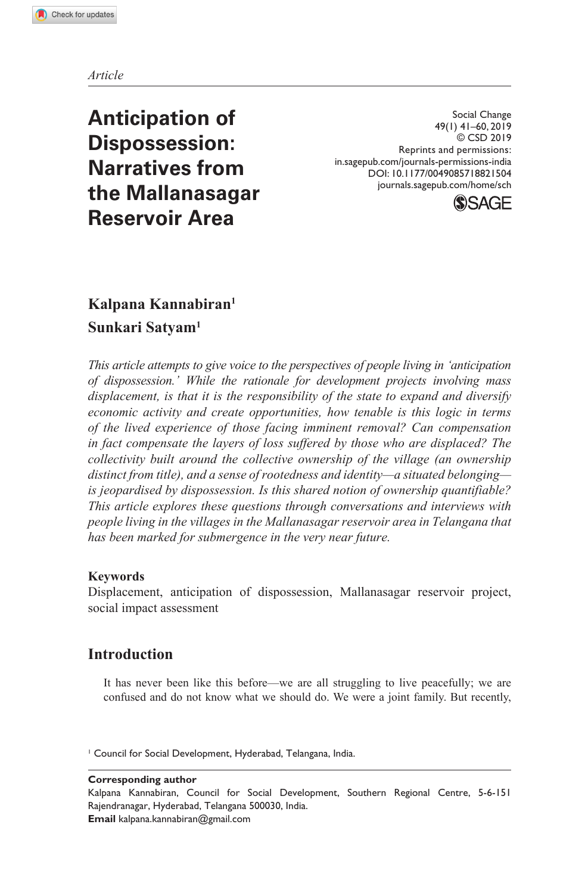*Article*

# Anticipation of Dispossession: Narratives from the Mallanasagar Reservoir Area

Social Change
49(1) 41–60, 2019
© CSD 2019
Reprints and permissions:
in.sagepub.com/journals-permissions-india
DOI: 10.1177/0049085718821504
journals.sagepub.com/home/sch

**Kalpana Kannabiran[1]**
**Sunkari Satyam[1]**

*This article attempts to give voice to the perspectives of people living in 'anticipation of dispossession.' While the rationale for development projects involving mass displacement, is that it is the responsibility of the state to expand and diversify economic activity and create opportunities, how tenable is this logic in terms of the lived experience of those facing imminent removal? Can compensation in fact compensate the layers of loss suffered by those who are displaced? The collectivity built around the collective ownership of the village (an ownership distinct from title), and a sense of rootedness and identity—a situated belonging—is jeopardised by dispossession. Is this shared notion of ownership quantifiable? This article explores these questions through conversations and interviews with people living in the villages in the Mallanasagar reservoir area in Telangana that has been marked for submergence in the very near future.*

**Keywords**

Displacement, anticipation of dispossession, Mallanasagar reservoir project, social impact assessment

## Introduction

It has never been like this before—we are all struggling to live peacefully; we are confused and do not know what we should do. We were a joint family. But recently,

[1] Council for Social Development, Hyderabad, Telangana, India.

**Corresponding author**
Kalpana Kannabiran, Council for Social Development, Southern Regional Centre, 5-6-151 Rajendranagar, Hyderabad, Telangana 500030, India.
**Email** kalpana.kannabiran@gmail.com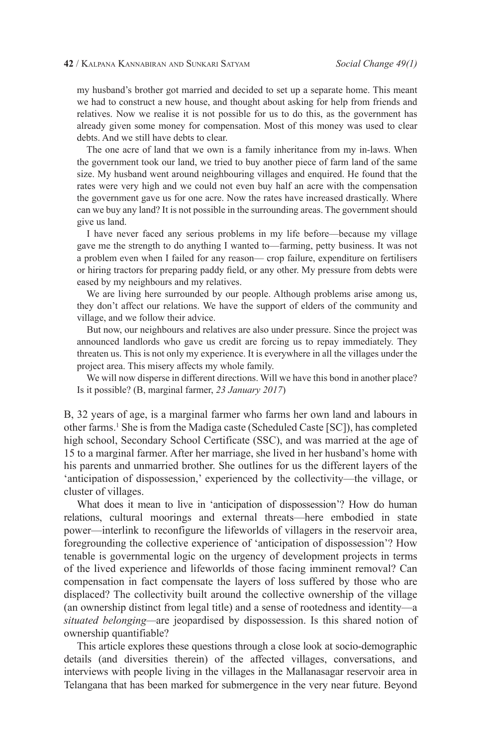my husband's brother got married and decided to set up a separate home. This meant we had to construct a new house, and thought about asking for help from friends and relatives. Now we realise it is not possible for us to do this, as the government has already given some money for compensation. Most of this money was used to clear debts. And we still have debts to clear.

> The one acre of land that we own is a family inheritance from my in-laws. When the government took our land, we tried to buy another piece of farm land of the same size. My husband went around neighbouring villages and enquired. He found that the rates were very high and we could not even buy half an acre with the compensation the government gave us for one acre. Now the rates have increased drastically. Where can we buy any land? It is not possible in the surrounding areas. The government should give us land.
>
> I have never faced any serious problems in my life before—because my village gave me the strength to do anything I wanted to—farming, petty business. It was not a problem even when I failed for any reason— crop failure, expenditure on fertilisers or hiring tractors for preparing paddy field, or any other. My pressure from debts were eased by my neighbours and my relatives.
>
> We are living here surrounded by our people. Although problems arise among us, they don't affect our relations. We have the support of elders of the community and village, and we follow their advice.
>
> But now, our neighbours and relatives are also under pressure. Since the project was announced landlords who gave us credit are forcing us to repay immediately. They threaten us. This is not only my experience. It is everywhere in all the villages under the project area. This misery affects my whole family.
>
> We will now disperse in different directions. Will we have this bond in another place? Is it possible? (B, marginal farmer, *23 January 2017*)

B, 32 years of age, is a marginal farmer who farms her own land and labours in other farms.[1] She is from the Madiga caste (Scheduled Caste [SC]), has completed high school, Secondary School Certificate (SSC), and was married at the age of 15 to a marginal farmer. After her marriage, she lived in her husband's home with his parents and unmarried brother. She outlines for us the different layers of the 'anticipation of dispossession,' experienced by the collectivity—the village, or cluster of villages.

What does it mean to live in 'anticipation of dispossession'? How do human relations, cultural moorings and external threats—here embodied in state power—interlink to reconfigure the lifeworlds of villagers in the reservoir area, foregrounding the collective experience of 'anticipation of dispossession'? How tenable is governmental logic on the urgency of development projects in terms of the lived experience and lifeworlds of those facing imminent removal? Can compensation in fact compensate the layers of loss suffered by those who are displaced? The collectivity built around the collective ownership of the village (an ownership distinct from legal title) and a sense of rootedness and identity—a *situated belonging*—are jeopardised by dispossession. Is this shared notion of ownership quantifiable?

This article explores these questions through a close look at socio-demographic details (and diversities therein) of the affected villages, conversations, and interviews with people living in the villages in the Mallanasagar reservoir area in Telangana that has been marked for submergence in the very near future. Beyond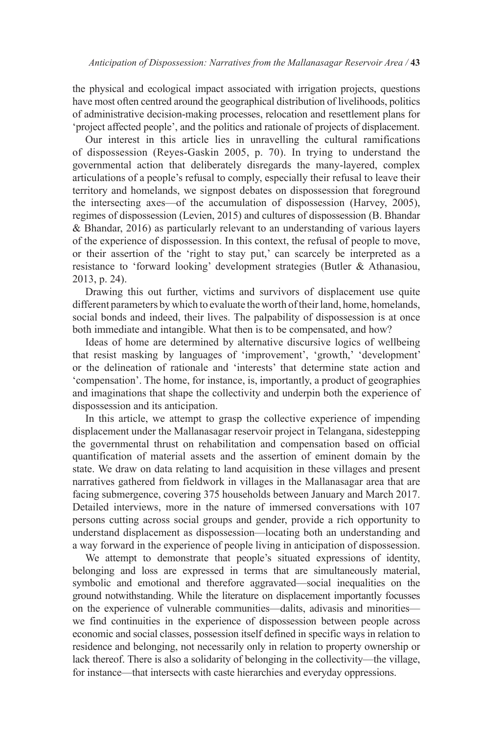the physical and ecological impact associated with irrigation projects, questions have most often centred around the geographical distribution of livelihoods, politics of administrative decision-making processes, relocation and resettlement plans for 'project affected people', and the politics and rationale of projects of displacement.

Our interest in this article lies in unravelling the cultural ramifications of dispossession (Reyes-Gaskin 2005, p. 70). In trying to understand the governmental action that deliberately disregards the many-layered, complex articulations of a people's refusal to comply, especially their refusal to leave their territory and homelands, we signpost debates on dispossession that foreground the intersecting axes—of the accumulation of dispossession (Harvey, 2005), regimes of dispossession (Levien, 2015) and cultures of dispossession (B. Bhandar & Bhandar, 2016) as particularly relevant to an understanding of various layers of the experience of dispossession. In this context, the refusal of people to move, or their assertion of the 'right to stay put,' can scarcely be interpreted as a resistance to 'forward looking' development strategies (Butler & Athanasiou, 2013, p. 24).

Drawing this out further, victims and survivors of displacement use quite different parameters by which to evaluate the worth of their land, home, homelands, social bonds and indeed, their lives. The palpability of dispossession is at once both immediate and intangible. What then is to be compensated, and how?

Ideas of home are determined by alternative discursive logics of wellbeing that resist masking by languages of 'improvement', 'growth,' 'development' or the delineation of rationale and 'interests' that determine state action and 'compensation'. The home, for instance, is, importantly, a product of geographies and imaginations that shape the collectivity and underpin both the experience of dispossession and its anticipation.

In this article, we attempt to grasp the collective experience of impending displacement under the Mallanasagar reservoir project in Telangana, sidestepping the governmental thrust on rehabilitation and compensation based on official quantification of material assets and the assertion of eminent domain by the state. We draw on data relating to land acquisition in these villages and present narratives gathered from fieldwork in villages in the Mallanasagar area that are facing submergence, covering 375 households between January and March 2017. Detailed interviews, more in the nature of immersed conversations with 107 persons cutting across social groups and gender, provide a rich opportunity to understand displacement as dispossession—locating both an understanding and a way forward in the experience of people living in anticipation of dispossession.

We attempt to demonstrate that people's situated expressions of identity, belonging and loss are expressed in terms that are simultaneously material, symbolic and emotional and therefore aggravated—social inequalities on the ground notwithstanding. While the literature on displacement importantly focusses on the experience of vulnerable communities—dalits, adivasis and minorities—we find continuities in the experience of dispossession between people across economic and social classes, possession itself defined in specific ways in relation to residence and belonging, not necessarily only in relation to property ownership or lack thereof. There is also a solidarity of belonging in the collectivity—the village, for instance—that intersects with caste hierarchies and everyday oppressions.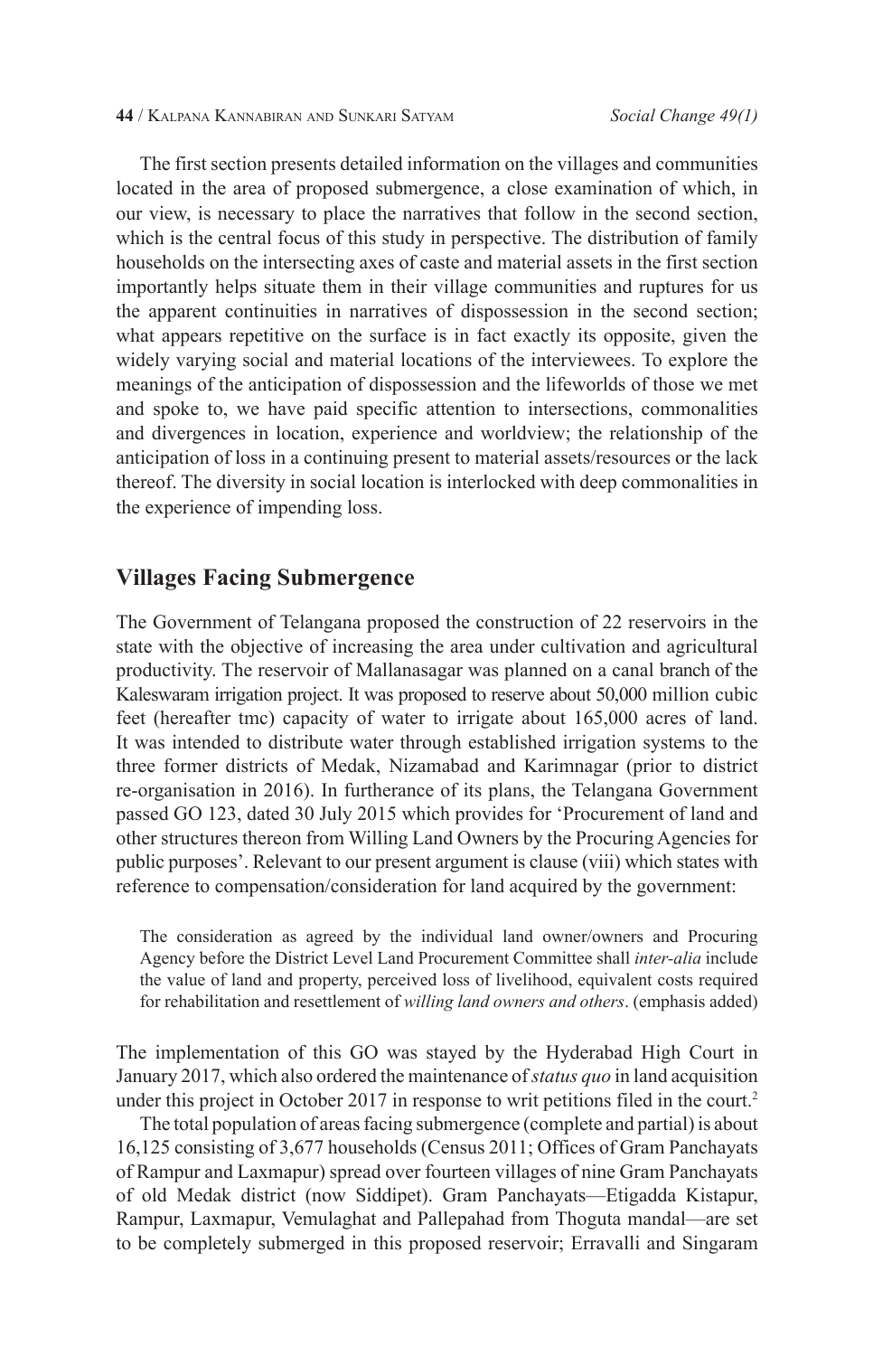The first section presents detailed information on the villages and communities located in the area of proposed submergence, a close examination of which, in our view, is necessary to place the narratives that follow in the second section, which is the central focus of this study in perspective. The distribution of family households on the intersecting axes of caste and material assets in the first section importantly helps situate them in their village communities and ruptures for us the apparent continuities in narratives of dispossession in the second section; what appears repetitive on the surface is in fact exactly its opposite, given the widely varying social and material locations of the interviewees. To explore the meanings of the anticipation of dispossession and the lifeworlds of those we met and spoke to, we have paid specific attention to intersections, commonalities and divergences in location, experience and worldview; the relationship of the anticipation of loss in a continuing present to material assets/resources or the lack thereof. The diversity in social location is interlocked with deep commonalities in the experience of impending loss.

## Villages Facing Submergence

The Government of Telangana proposed the construction of 22 reservoirs in the state with the objective of increasing the area under cultivation and agricultural productivity. The reservoir of Mallanasagar was planned on a canal branch of the Kaleswaram irrigation project. It was proposed to reserve about 50,000 million cubic feet (hereafter tmc) capacity of water to irrigate about 165,000 acres of land. It was intended to distribute water through established irrigation systems to the three former districts of Medak, Nizamabad and Karimnagar (prior to district re-organisation in 2016). In furtherance of its plans, the Telangana Government passed GO 123, dated 30 July 2015 which provides for 'Procurement of land and other structures thereon from Willing Land Owners by the Procuring Agencies for public purposes'. Relevant to our present argument is clause (viii) which states with reference to compensation/consideration for land acquired by the government:

> The consideration as agreed by the individual land owner/owners and Procuring Agency before the District Level Land Procurement Committee shall *inter-alia* include the value of land and property, perceived loss of livelihood, equivalent costs required for rehabilitation and resettlement of *willing land owners and others*. (emphasis added)

The implementation of this GO was stayed by the Hyderabad High Court in January 2017, which also ordered the maintenance of *status quo* in land acquisition under this project in October 2017 in response to writ petitions filed in the court.[2]

The total population of areas facing submergence (complete and partial) is about 16,125 consisting of 3,677 households (Census 2011; Offices of Gram Panchayats of Rampur and Laxmapur) spread over fourteen villages of nine Gram Panchayats of old Medak district (now Siddipet). Gram Panchayats—Etigadda Kistapur, Rampur, Laxmapur, Vemulaghat and Pallepahad from Thoguta mandal—are set to be completely submerged in this proposed reservoir; Erravalli and Singaram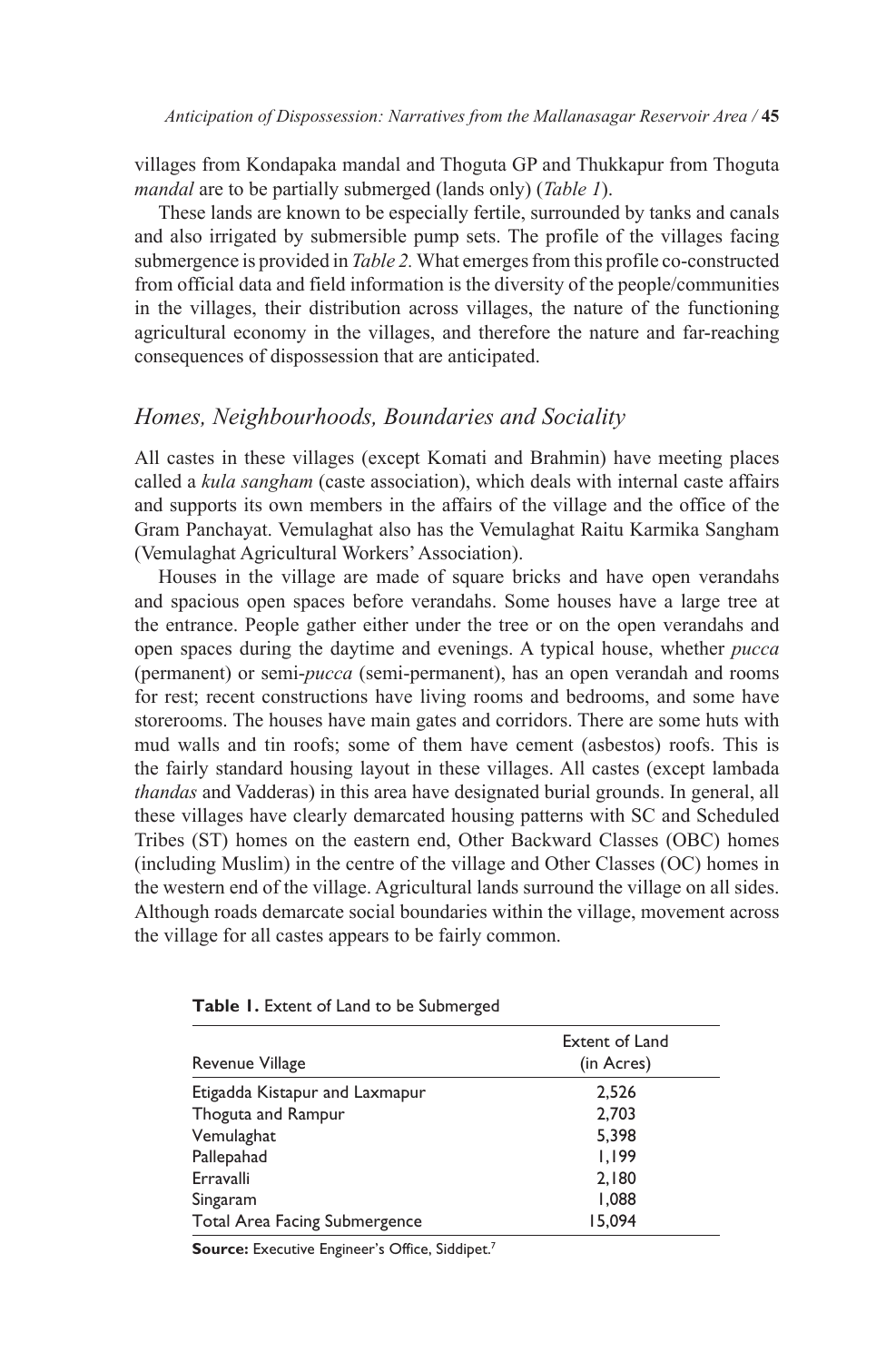villages from Kondapaka mandal and Thoguta GP and Thukkapur from Thoguta *mandal* are to be partially submerged (lands only) (*Table 1*).

These lands are known to be especially fertile, surrounded by tanks and canals and also irrigated by submersible pump sets. The profile of the villages facing submergence is provided in *Table 2*. What emerges from this profile co-constructed from official data and field information is the diversity of the people/communities in the villages, their distribution across villages, the nature of the functioning agricultural economy in the villages, and therefore the nature and far-reaching consequences of dispossession that are anticipated.

## *Homes, Neighbourhoods, Boundaries and Sociality*

All castes in these villages (except Komati and Brahmin) have meeting places called a *kula sangham* (caste association), which deals with internal caste affairs and supports its own members in the affairs of the village and the office of the Gram Panchayat. Vemulaghat also has the Vemulaghat Raitu Karmika Sangham (Vemulaghat Agricultural Workers' Association).

Houses in the village are made of square bricks and have open verandahs and spacious open spaces before verandahs. Some houses have a large tree at the entrance. People gather either under the tree or on the open verandahs and open spaces during the daytime and evenings. A typical house, whether *pucca* (permanent) or semi-*pucca* (semi-permanent), has an open verandah and rooms for rest; recent constructions have living rooms and bedrooms, and some have storerooms. The houses have main gates and corridors. There are some huts with mud walls and tin roofs; some of them have cement (asbestos) roofs. This is the fairly standard housing layout in these villages. All castes (except lambada *thandas* and Vadderas) in this area have designated burial grounds. In general, all these villages have clearly demarcated housing patterns with SC and Scheduled Tribes (ST) homes on the eastern end, Other Backward Classes (OBC) homes (including Muslim) in the centre of the village and Other Classes (OC) homes in the western end of the village. Agricultural lands surround the village on all sides. Although roads demarcate social boundaries within the village, movement across the village for all castes appears to be fairly common.

**Table 1.** Extent of Land to be Submerged

| Revenue Village | Extent of Land (in Acres) |
|---|---|
| Etigadda Kistapur and Laxmapur | 2,526 |
| Thoguta and Rampur | 2,703 |
| Vemulaghat | 5,398 |
| Pallepahad | 1,199 |
| Erravalli | 2,180 |
| Singaram | 1,088 |
| Total Area Facing Submergence | 15,094 |

**Source:** Executive Engineer's Office, Siddipet.[7]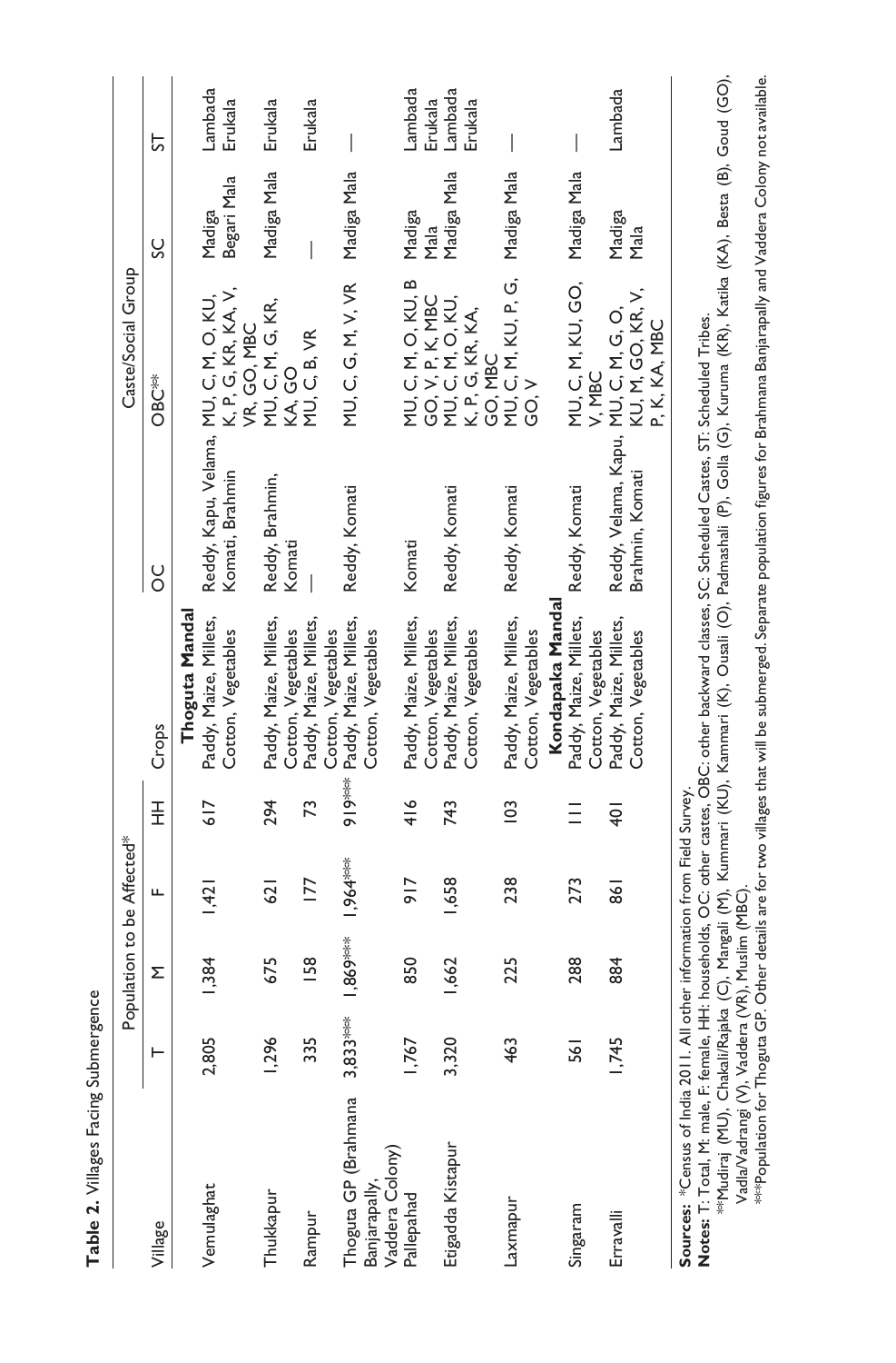**Table 2.** Villages Facing Submergence

| Village | Population to be Affected* | | | | Crops | Caste/Social Group | | | |
|---|---|---|---|---|---|---|---|---|---|
| | T | M | F | HH | | OC | OBC** | SC | ST |
| **Thoguta Mandal** | | | | | | | | | |
| Vemulaghat | 2,805 | 1,384 | 1,421 | 617 | Paddy, Maize, Millets, Cotton, Vegetables | Reddy, Kapu, Velama, Komati, Brahmin | MU, C, M, O, KU, K, P, G, KR, KA, V, VR, GO, MBC | Madiga Begari Mala | Lambada Erukala |
| Thukkapur | 1,296 | 675 | 621 | 294 | Paddy, Maize, Millets, Cotton, Vegetables | Reddy, Brahmin, Komati | MU, C, M, G, KR, KA, GO | Madiga Mala | Erukala |
| Rampur | 335 | 158 | 177 | 73 | Paddy, Maize, Millets, Cotton, Vegetables | — | MU, C, B, VR | — | Erukala |
| Thoguta GP (Brahmana Banjarapally, Vaddera Colony) | 3,833*** | 1,869*** | 1,964*** | 919*** | Paddy, Maize, Millets, Cotton, Vegetables | Reddy, Komati | MU, C, G, M, V, VR | Madiga Mala | — |
| Pallepahad | 1,767 | 850 | 917 | 416 | Paddy, Maize, Millets, Cotton, Vegetables | Komati | MU, C, M, O, KU, B GO, V, P, K, MBC | Madiga Mala | Lambada Erukala |
| Etigadda Kistapur | 3,320 | 1,662 | 1,658 | 743 | Paddy, Maize, Millets, Cotton, Vegetables | Reddy, Komati | MU, C, M, O, KU, K, P, G, KR, KA, GO, MBC | Madiga Mala | Lambada Erukala |
| Laxmapur | 463 | 225 | 238 | 103 | Paddy, Maize, Millets, Cotton, Vegetables | Reddy, Komati | MU, C, M, KU, P, G, GO, V | Madiga Mala | — |
| **Kondapaka Mandal** | | | | | | | | | |
| Singaram | 561 | 288 | 273 | 111 | Paddy, Maize, Millets, Cotton, Vegetables | Reddy, Komati | MU, C, M, KU, GO, V, MBC | Madiga Mala | — |
| Erravalli | 1,745 | 884 | 861 | 401 | Paddy, Maize, Millets, Cotton, Vegetables | Reddy, Velama, Kapu, Brahmin, Komati | MU, C, M, G, O, KU, M, GO, KR, V, P, K, KA, MBC | Madiga Mala | Lambada |

**Sources:** *Census of India 2011. All other information from Field Survey.

**Notes:** T: Total, M: male, F: female, HH: households, OC: other castes, OBC: other backward classes, SC: Scheduled Castes, ST: Scheduled Tribes.

**Mudiraj (MU), Chakali/Rajaka (C), Mangali (M), Kummari (KU), Kammari (K), Ousali (O), Padmashali (P), Golla (G), Kuruma (KR), Katika (KA), Besta (B), Goud (GO), Vadla/Vadrangi (V), Vaddera (VR), Muslim (MBC).

***Population for Thoguta GP. Other details are for two villages that will be submerged. Separate population figures for Brahmana Banjarapally and Vaddera Colony not available.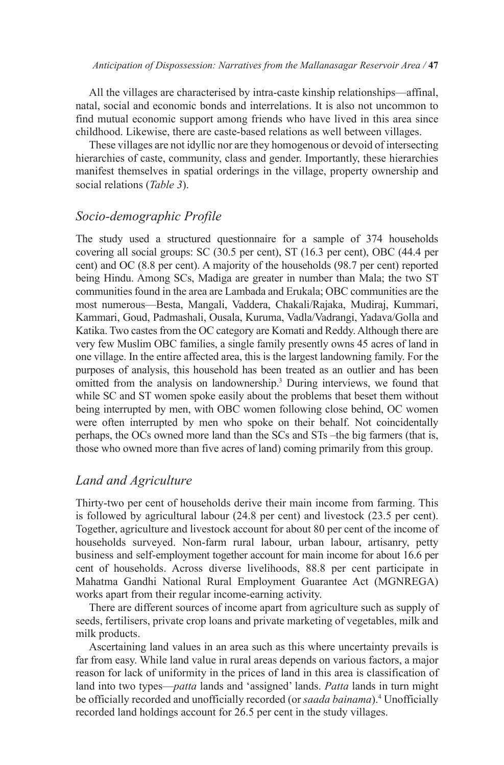All the villages are characterised by intra-caste kinship relationships—affinal, natal, social and economic bonds and interrelations. It is also not uncommon to find mutual economic support among friends who have lived in this area since childhood. Likewise, there are caste-based relations as well between villages.

These villages are not idyllic nor are they homogenous or devoid of intersecting hierarchies of caste, community, class and gender. Importantly, these hierarchies manifest themselves in spatial orderings in the village, property ownership and social relations (*Table 3*).

## *Socio-demographic Profile*

The study used a structured questionnaire for a sample of 374 households covering all social groups: SC (30.5 per cent), ST (16.3 per cent), OBC (44.4 per cent) and OC (8.8 per cent). A majority of the households (98.7 per cent) reported being Hindu. Among SCs, Madiga are greater in number than Mala; the two ST communities found in the area are Lambada and Erukala; OBC communities are the most numerous—Besta, Mangali, Vaddera, Chakali/Rajaka, Mudiraj, Kummari, Kammari, Goud, Padmashali, Ousala, Kuruma, Vadla/Vadrangi, Yadava/Golla and Katika. Two castes from the OC category are Komati and Reddy. Although there are very few Muslim OBC families, a single family presently owns 45 acres of land in one village. In the entire affected area, this is the largest landowning family. For the purposes of analysis, this household has been treated as an outlier and has been omitted from the analysis on landownership.[3] During interviews, we found that while SC and ST women spoke easily about the problems that beset them without being interrupted by men, with OBC women following close behind, OC women were often interrupted by men who spoke on their behalf. Not coincidentally perhaps, the OCs owned more land than the SCs and STs –the big farmers (that is, those who owned more than five acres of land) coming primarily from this group.

## *Land and Agriculture*

Thirty-two per cent of households derive their main income from farming. This is followed by agricultural labour (24.8 per cent) and livestock (23.5 per cent). Together, agriculture and livestock account for about 80 per cent of the income of households surveyed. Non-farm rural labour, urban labour, artisanry, petty business and self-employment together account for main income for about 16.6 per cent of households. Across diverse livelihoods, 88.8 per cent participate in Mahatma Gandhi National Rural Employment Guarantee Act (MGNREGA) works apart from their regular income-earning activity.

There are different sources of income apart from agriculture such as supply of seeds, fertilisers, private crop loans and private marketing of vegetables, milk and milk products.

Ascertaining land values in an area such as this where uncertainty prevails is far from easy. While land value in rural areas depends on various factors, a major reason for lack of uniformity in the prices of land in this area is classification of land into two types—*patta* lands and 'assigned' lands. *Patta* lands in turn might be officially recorded and unofficially recorded (or *saada bainama*).[4] Unofficially recorded land holdings account for 26.5 per cent in the study villages.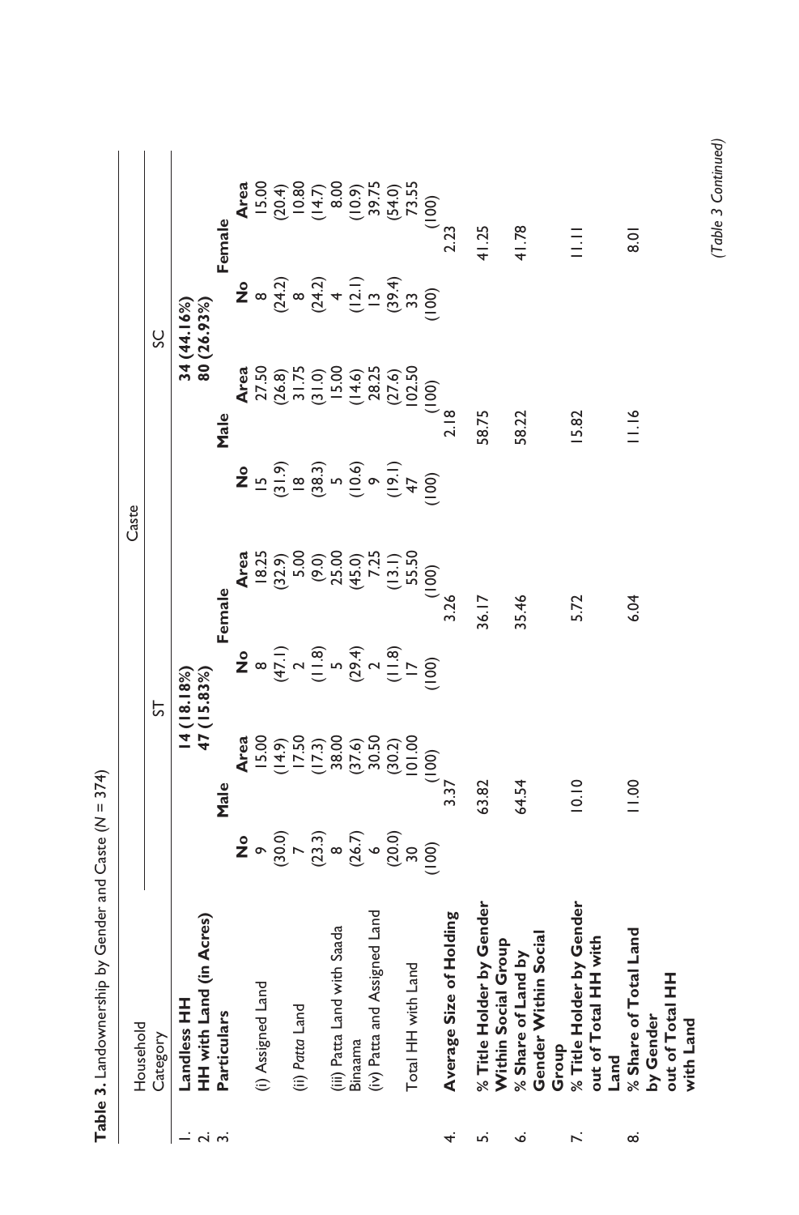**Table 3.** Landownership by Gender and Caste ($N$ = 374)

| | Household Category | Caste | | | | | | | |
|---|---|---|---|---|---|---|---|---|---|
| | | ST | | | | SC | | | |
| 1. | **Landless HH** | **14 (18.18%)** | | | | **34 (44.16%)** | | | |
| 2. | **HH with Land (in Acres)** | **47 (15.83%)** | | | | **80 (26.93%)** | | | |
| 3. | **Particulars** | **Male** | | **Female** | | **Male** | | **Female** | |
| | | **No** | **Area** | **No** | **Area** | **No** | **Area** | **No** | **Area** |
| | (i) Assigned Land | 9 (30.0) | 15.00 (14.9) | 8 (47.1) | 18.25 (32.9) | 15 (31.9) | 27.50 (26.8) | 8 (24.2) | 15.00 (20.4) |
| | (ii) *Patta* Land | 7 (23.3) | 17.50 (17.3) | 2 (11.8) | 5.00 (9.0) | 18 (38.3) | 31.75 (31.0) | 8 (24.2) | 10.80 (14.7) |
| | (iii) Patta Land with Saada Binaama | 8 (26.7) | 38.00 (37.6) | 5 (29.4) | 25.00 (45.0) | 5 (10.6) | 15.00 (14.6) | 4 (12.1) | 8.00 (10.9) |
| | (iv) Patta and Assigned Land | 6 (20.0) | 30.50 (30.2) | 2 (11.8) | 7.25 (13.1) | 9 (19.1) | 28.25 (27.6) | 13 (39.4) | 39.75 (54.0) |
| | Total HH with Land | 30 (100) | 101.00 (100) | 17 (100) | 55.50 (100) | 47 (100) | 102.50 (100) | 33 (100) | 73.55 (100) |
| 4. | **Average Size of Holding** | | 3.37 | | 3.26 | | 2.18 | | 2.23 |
| 5. | **% Title Holder by Gender Within Social Group** | | 63.82 | | 36.17 | | 58.75 | | 41.25 |
| 6. | **% Share of Land by Gender Within Social Group** | | 64.54 | | 35.46 | | 58.22 | | 41.78 |
| 7. | **% Title Holder by Gender out of Total HH with Land** | | 10.10 | | 5.72 | | 15.82 | | 11.11 |
| 8. | **% Share of Total Land by Gender out of Total HH with Land** | | 11.00 | | 6.04 | | 11.16 | | 8.01 |

*(Table 3 Continued)*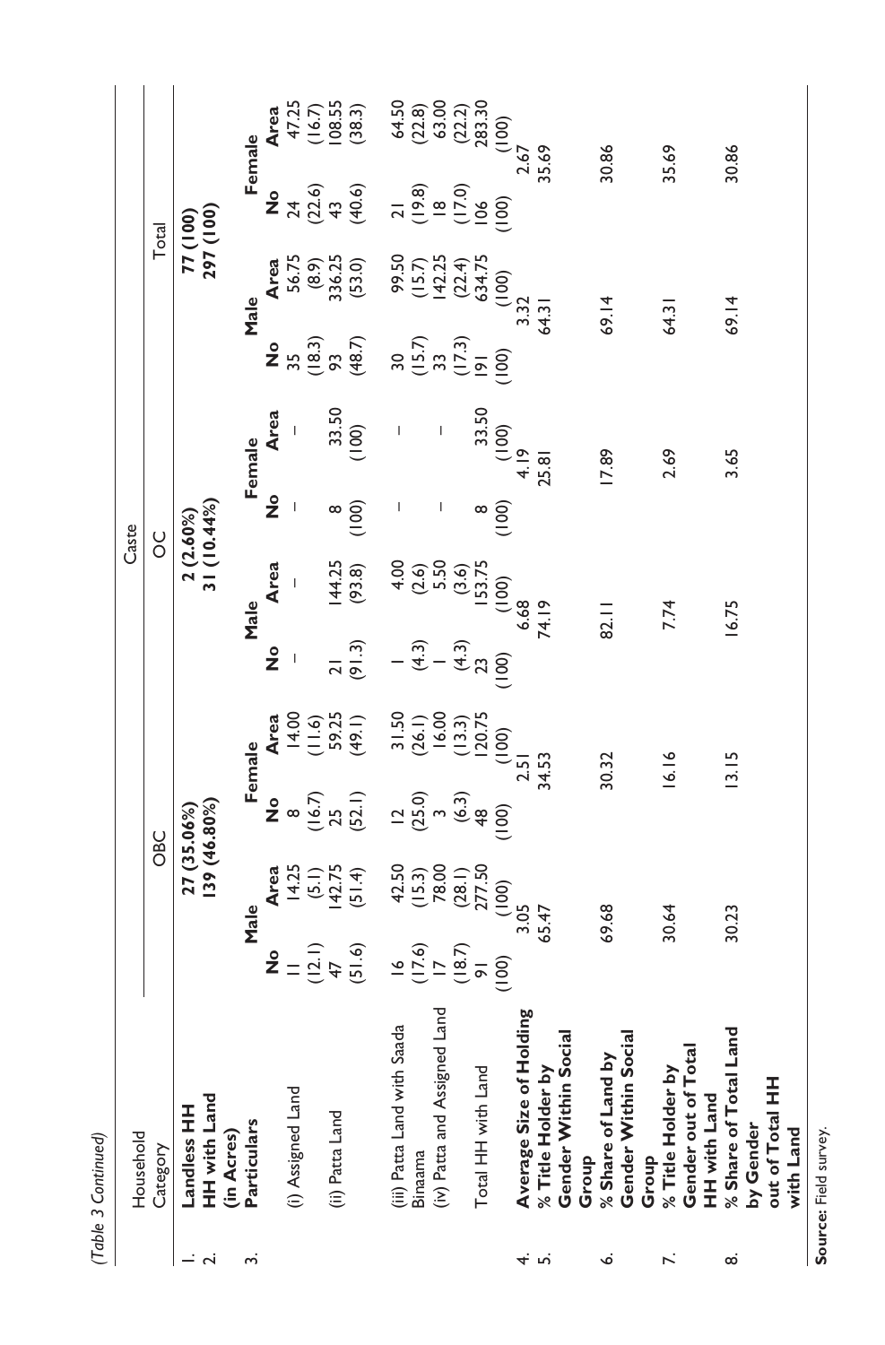*(Table 3 Continued)*

| | Household Category | Caste | | | | | | | | | | | |
|---|---|---|---|---|---|---|---|---|---|---|---|---|---|
| | | OBC | | | | OC | | | | Total | | | |
| 1. | **Landless HH** | 27 (35.06%) | | | | 2 (2.60%) | | | | 77 (100) | | | |
| 2. | **HH with Land (in Acres)** | 139 (46.80%) | | | | 31 (10.44%) | | | | 297 (100) | | | |
| 3. | **Particulars** | **Male** | | **Female** | | **Male** | | **Female** | | **Male** | | **Female** | |
| | | **No** | **Area** | **No** | **Area** | **No** | **Area** | **No** | **Area** | **No** | **Area** | **No** | **Area** |
| | (i) Assigned Land | 11 (12.1) | 14.25 (5.1) | 8 (16.7) | 14.00 (11.6) | – | – | – | – | 35 (18.3) | 56.75 (8.9) | 24 (22.6) | 47.25 (16.7) |
| | (ii) Patta Land | 47 (51.6) | 142.75 (51.4) | 25 (52.1) | 59.25 (49.1) | 21 (91.3) | 144.25 (93.8) | 8 (100) | 33.50 (100) | 93 (48.7) | 336.25 (53.0) | 43 (40.6) | 108.55 (38.3) |
| | (iii) Patta Land with Saada Binaama | 16 (17.6) | 42.50 (15.3) | 12 (25.0) | 31.50 (26.1) | 1 (4.3) | 4.00 (2.6) | – | – | 30 (15.7) | 99.50 (15.7) | 21 (19.8) | 64.50 (22.8) |
| | (iv) Patta and Assigned Land | 17 (18.7) | 78.00 (28.1) | 3 (6.3) | 16.00 (13.3) | 1 (4.3) | 5.50 (3.6) | – | – | 33 (17.3) | 142.25 (22.4) | 18 (17.0) | 63.00 (22.2) |
| | Total HH with Land | 91 (100) | 277.50 (100) | 48 (100) | 120.75 (100) | 23 (100) | 153.75 (100) | 8 (100) | 33.50 (100) | 191 (100) | 634.75 (100) | 106 (100) | 283.30 (100) |
| 4. | **Average Size of Holding** | | 3.05 | | 2.51 | | 6.68 | | 4.19 | | 3.32 | | 2.67 |
| 5. | **% Title Holder by Gender Within Social Group** | | 65.47 | | 34.53 | | 74.19 | | 25.81 | | 64.31 | | 35.69 |
| 6. | **% Share of Land by Gender Within Social Group** | | 69.68 | | 30.32 | | 82.11 | | 17.89 | | 69.14 | | 30.86 |
| 7. | **% Title Holder by Gender out of Total HH with Land** | | 30.64 | | 16.16 | | 7.74 | | 2.69 | | 64.31 | | 35.69 |
| 8. | **% Share of Total Land by Gender out of Total HH with Land** | | 30.23 | | 13.15 | | 16.75 | | 3.65 | | 69.14 | | 30.86 |

**Source:** Field survey.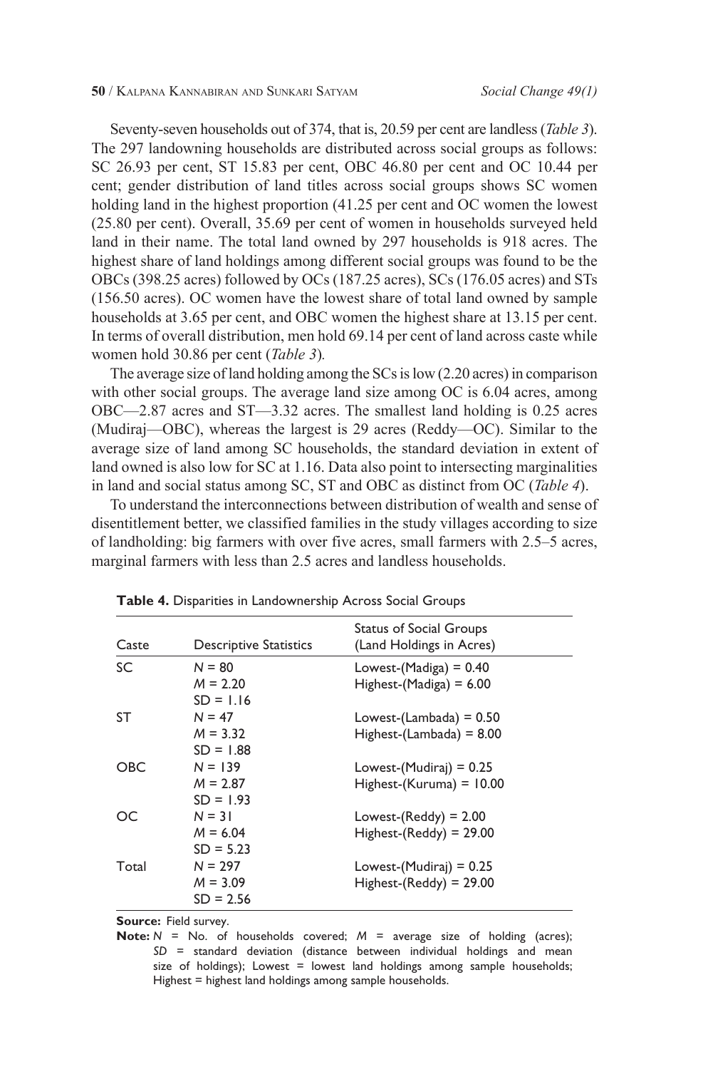Seventy-seven households out of 374, that is, 20.59 per cent are landless (*Table 3*). The 297 landowning households are distributed across social groups as follows: SC 26.93 per cent, ST 15.83 per cent, OBC 46.80 per cent and OC 10.44 per cent; gender distribution of land titles across social groups shows SC women holding land in the highest proportion (41.25 per cent and OC women the lowest (25.80 per cent). Overall, 35.69 per cent of women in households surveyed held land in their name. The total land owned by 297 households is 918 acres. The highest share of land holdings among different social groups was found to be the OBCs (398.25 acres) followed by OCs (187.25 acres), SCs (176.05 acres) and STs (156.50 acres). OC women have the lowest share of total land owned by sample households at 3.65 per cent, and OBC women the highest share at 13.15 per cent. In terms of overall distribution, men hold 69.14 per cent of land across caste while women hold 30.86 per cent (*Table 3*).

The average size of land holding among the SCs is low (2.20 acres) in comparison with other social groups. The average land size among OC is 6.04 acres, among OBC—2.87 acres and ST—3.32 acres. The smallest land holding is 0.25 acres (Mudiraj—OBC), whereas the largest is 29 acres (Reddy—OC). Similar to the average size of land among SC households, the standard deviation in extent of land owned is also low for SC at 1.16. Data also point to intersecting marginalities in land and social status among SC, ST and OBC as distinct from OC (*Table 4*).

To understand the interconnections between distribution of wealth and sense of disentitlement better, we classified families in the study villages according to size of landholding: big farmers with over five acres, small farmers with 2.5–5 acres, marginal farmers with less than 2.5 acres and landless households.

**Table 4.** Disparities in Landownership Across Social Groups

| Caste | Descriptive Statistics | Status of Social Groups (Land Holdings in Acres) |
|---|---|---|
| SC | *N* = 80<br>*M* = 2.20<br>*SD* = 1.16 | Lowest-(Madiga) = 0.40<br>Highest-(Madiga) = 6.00 |
| ST | *N* = 47<br>*M* = 3.32<br>*SD* = 1.88 | Lowest-(Lambada) = 0.50<br>Highest-(Lambada) = 8.00 |
| OBC | *N* = 139<br>*M* = 2.87<br>*SD* = 1.93 | Lowest-(Mudiraj) = 0.25<br>Highest-(Kuruma) = 10.00 |
| OC | *N* = 31<br>*M* = 6.04<br>*SD* = 5.23 | Lowest-(Reddy) = 2.00<br>Highest-(Reddy) = 29.00 |
| Total | *N* = 297<br>*M* = 3.09<br>*SD* = 2.56 | Lowest-(Mudiraj) = 0.25<br>Highest-(Reddy) = 29.00 |

**Source:** Field survey.

**Note:** *N* = No. of households covered; *M* = average size of holding (acres); *SD* = standard deviation (distance between individual holdings and mean size of holdings); Lowest = lowest land holdings among sample households; Highest = highest land holdings among sample households.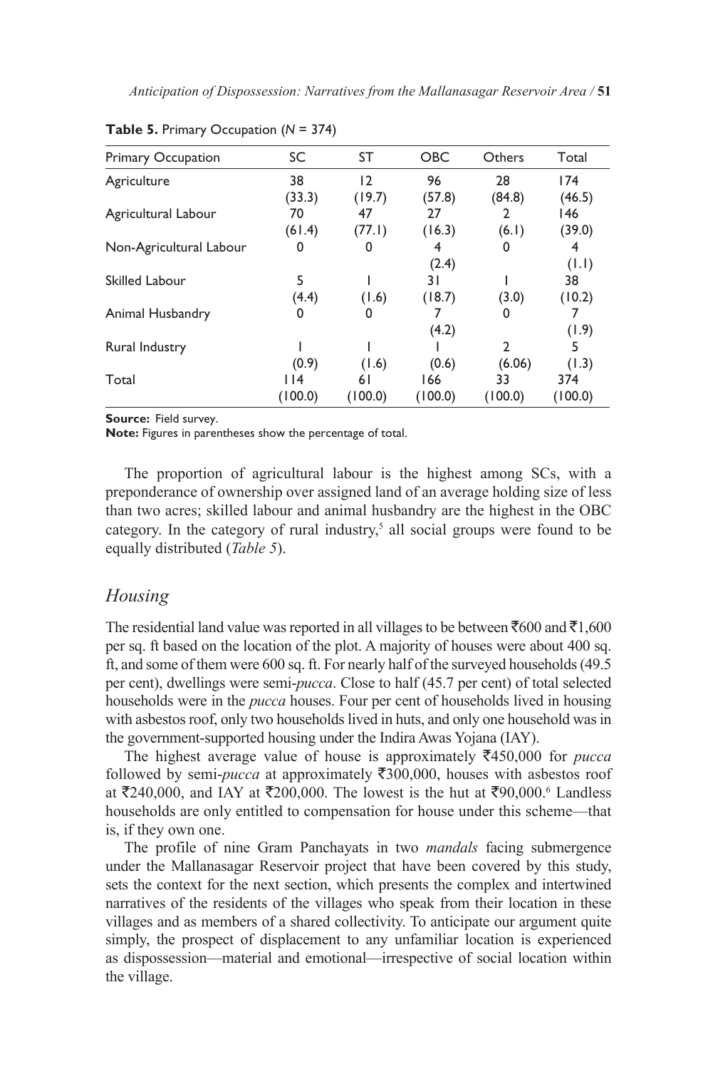**Table 5.** Primary Occupation (*N* = 374)

| Primary Occupation | SC | ST | OBC | Others | Total |
|---|---|---|---|---|---|
| Agriculture | 38 (33.3) | 12 (19.7) | 96 (57.8) | 28 (84.8) | 174 (46.5) |
| Agricultural Labour | 70 (61.4) | 47 (77.1) | 27 (16.3) | 2 (6.1) | 146 (39.0) |
| Non-Agricultural Labour | 0 | 0 | 4 (2.4) | 0 | 4 (1.1) |
| Skilled Labour | 5 (4.4) | 1 (1.6) | 31 (18.7) | 1 (3.0) | 38 (10.2) |
| Animal Husbandry | 0 | 0 | 7 (4.2) | 0 | 7 (1.9) |
| Rural Industry | 1 (0.9) | 1 (1.6) | 1 (0.6) | 2 (6.06) | 5 (1.3) |
| Total | 114 (100.0) | 61 (100.0) | 166 (100.0) | 33 (100.0) | 374 (100.0) |

**Source:** Field survey.
**Note:** Figures in parentheses show the percentage of total.

The proportion of agricultural labour is the highest among SCs, with a preponderance of ownership over assigned land of an average holding size of less than two acres; skilled labour and animal husbandry are the highest in the OBC category. In the category of rural industry,[5] all social groups were found to be equally distributed (*Table 5*).

## *Housing*

The residential land value was reported in all villages to be between ₹600 and ₹1,600 per sq. ft based on the location of the plot. A majority of houses were about 400 sq. ft, and some of them were 600 sq. ft. For nearly half of the surveyed households (49.5 per cent), dwellings were semi-*pucca*. Close to half (45.7 per cent) of total selected households were in the *pucca* houses. Four per cent of households lived in housing with asbestos roof, only two households lived in huts, and only one household was in the government-supported housing under the Indira Awas Yojana (IAY).

The highest average value of house is approximately ₹450,000 for *pucca* followed by semi-*pucca* at approximately ₹300,000, houses with asbestos roof at ₹240,000, and IAY at ₹200,000. The lowest is the hut at ₹90,000.[6] Landless households are only entitled to compensation for house under this scheme—that is, if they own one.

The profile of nine Gram Panchayats in two *mandals* facing submergence under the Mallanasagar Reservoir project that have been covered by this study, sets the context for the next section, which presents the complex and intertwined narratives of the residents of the villages who speak from their location in these villages and as members of a shared collectivity. To anticipate our argument quite simply, the prospect of displacement to any unfamiliar location is experienced as dispossession—material and emotional—irrespective of social location within the village.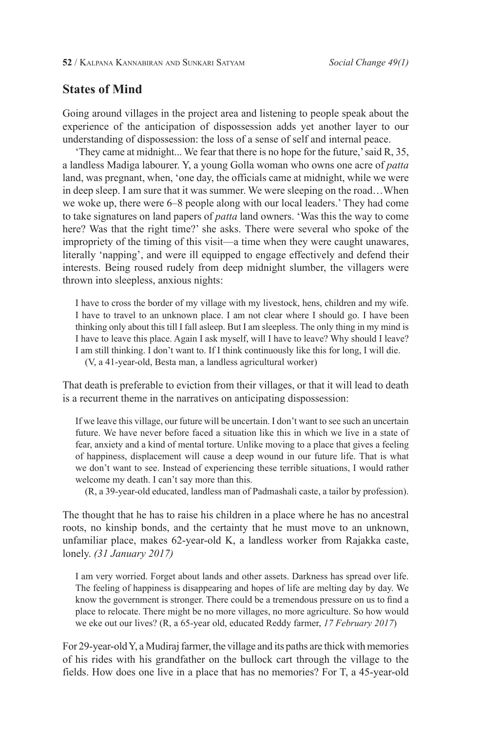## States of Mind

Going around villages in the project area and listening to people speak about the experience of the anticipation of dispossession adds yet another layer to our understanding of dispossession: the loss of a sense of self and internal peace.

'They came at midnight... We fear that there is no hope for the future,' said R, 35, a landless Madiga labourer. Y, a young Golla woman who owns one acre of *patta* land, was pregnant, when, 'one day, the officials came at midnight, while we were in deep sleep. I am sure that it was summer. We were sleeping on the road…When we woke up, there were 6–8 people along with our local leaders.' They had come to take signatures on land papers of *patta* land owners. 'Was this the way to come here? Was that the right time?' she asks. There were several who spoke of the impropriety of the timing of this visit—a time when they were caught unawares, literally 'napping', and were ill equipped to engage effectively and defend their interests. Being roused rudely from deep midnight slumber, the villagers were thrown into sleepless, anxious nights:

> I have to cross the border of my village with my livestock, hens, children and my wife. I have to travel to an unknown place. I am not clear where I should go. I have been thinking only about this till I fall asleep. But I am sleepless. The only thing in my mind is I have to leave this place. Again I ask myself, will I have to leave? Why should I leave? I am still thinking. I don't want to. If I think continuously like this for long, I will die.
>
> (V, a 41-year-old, Besta man, a landless agricultural worker)

That death is preferable to eviction from their villages, or that it will lead to death is a recurrent theme in the narratives on anticipating dispossession:

> If we leave this village, our future will be uncertain. I don't want to see such an uncertain future. We have never before faced a situation like this in which we live in a state of fear, anxiety and a kind of mental torture. Unlike moving to a place that gives a feeling of happiness, displacement will cause a deep wound in our future life. That is what we don't want to see. Instead of experiencing these terrible situations, I would rather welcome my death. I can't say more than this.
>
> (R, a 39-year-old educated, landless man of Padmashali caste, a tailor by profession).

The thought that he has to raise his children in a place where he has no ancestral roots, no kinship bonds, and the certainty that he must move to an unknown, unfamiliar place, makes 62-year-old K, a landless worker from Rajakka caste, lonely. *(31 January 2017)*

> I am very worried. Forget about lands and other assets. Darkness has spread over life. The feeling of happiness is disappearing and hopes of life are melting day by day. We know the government is stronger. There could be a tremendous pressure on us to find a place to relocate. There might be no more villages, no more agriculture. So how would we eke out our lives? (R, a 65-year old, educated Reddy farmer, *17 February 2017*)

For 29-year-old Y, a Mudiraj farmer, the village and its paths are thick with memories of his rides with his grandfather on the bullock cart through the village to the fields. How does one live in a place that has no memories? For T, a 45-year-old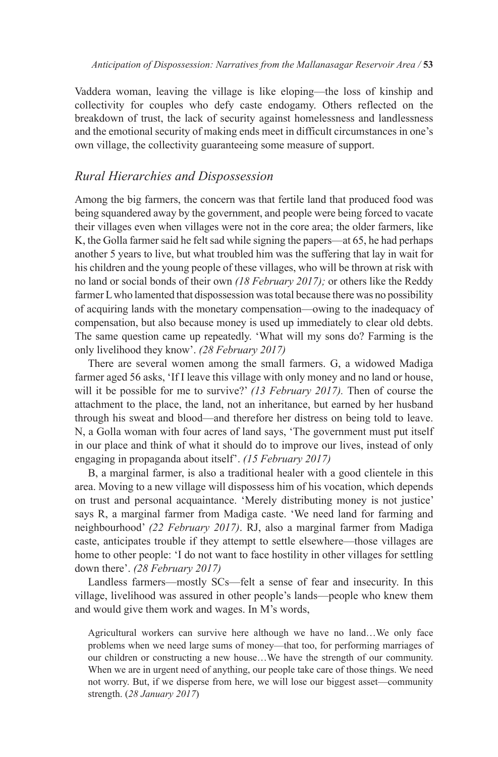Vaddera woman, leaving the village is like eloping—the loss of kinship and collectivity for couples who defy caste endogamy. Others reflected on the breakdown of trust, the lack of security against homelessness and landlessness and the emotional security of making ends meet in difficult circumstances in one's own village, the collectivity guaranteeing some measure of support.

## *Rural Hierarchies and Dispossession*

Among the big farmers, the concern was that fertile land that produced food was being squandered away by the government, and people were being forced to vacate their villages even when villages were not in the core area; the older farmers, like K, the Golla farmer said he felt sad while signing the papers—at 65, he had perhaps another 5 years to live, but what troubled him was the suffering that lay in wait for his children and the young people of these villages, who will be thrown at risk with no land or social bonds of their own *(18 February 2017);* or others like the Reddy farmer L who lamented that dispossession was total because there was no possibility of acquiring lands with the monetary compensation—owing to the inadequacy of compensation, but also because money is used up immediately to clear old debts. The same question came up repeatedly. 'What will my sons do? Farming is the only livelihood they know'. *(28 February 2017)*

There are several women among the small farmers. G, a widowed Madiga farmer aged 56 asks, 'If I leave this village with only money and no land or house, will it be possible for me to survive?' *(13 February 2017).* Then of course the attachment to the place, the land, not an inheritance, but earned by her husband through his sweat and blood—and therefore her distress on being told to leave. N, a Golla woman with four acres of land says, 'The government must put itself in our place and think of what it should do to improve our lives, instead of only engaging in propaganda about itself'. *(15 February 2017)*

B, a marginal farmer, is also a traditional healer with a good clientele in this area. Moving to a new village will dispossess him of his vocation, which depends on trust and personal acquaintance. 'Merely distributing money is not justice' says R, a marginal farmer from Madiga caste. 'We need land for farming and neighbourhood' *(22 February 2017)*. RJ, also a marginal farmer from Madiga caste, anticipates trouble if they attempt to settle elsewhere—those villages are home to other people: 'I do not want to face hostility in other villages for settling down there'. *(28 February 2017)*

Landless farmers—mostly SCs—felt a sense of fear and insecurity. In this village, livelihood was assured in other people's lands—people who knew them and would give them work and wages. In M's words,

> Agricultural workers can survive here although we have no land…We only face problems when we need large sums of money—that too, for performing marriages of our children or constructing a new house…We have the strength of our community. When we are in urgent need of anything, our people take care of those things. We need not worry. But, if we disperse from here, we will lose our biggest asset—community strength. (*28 January 2017*)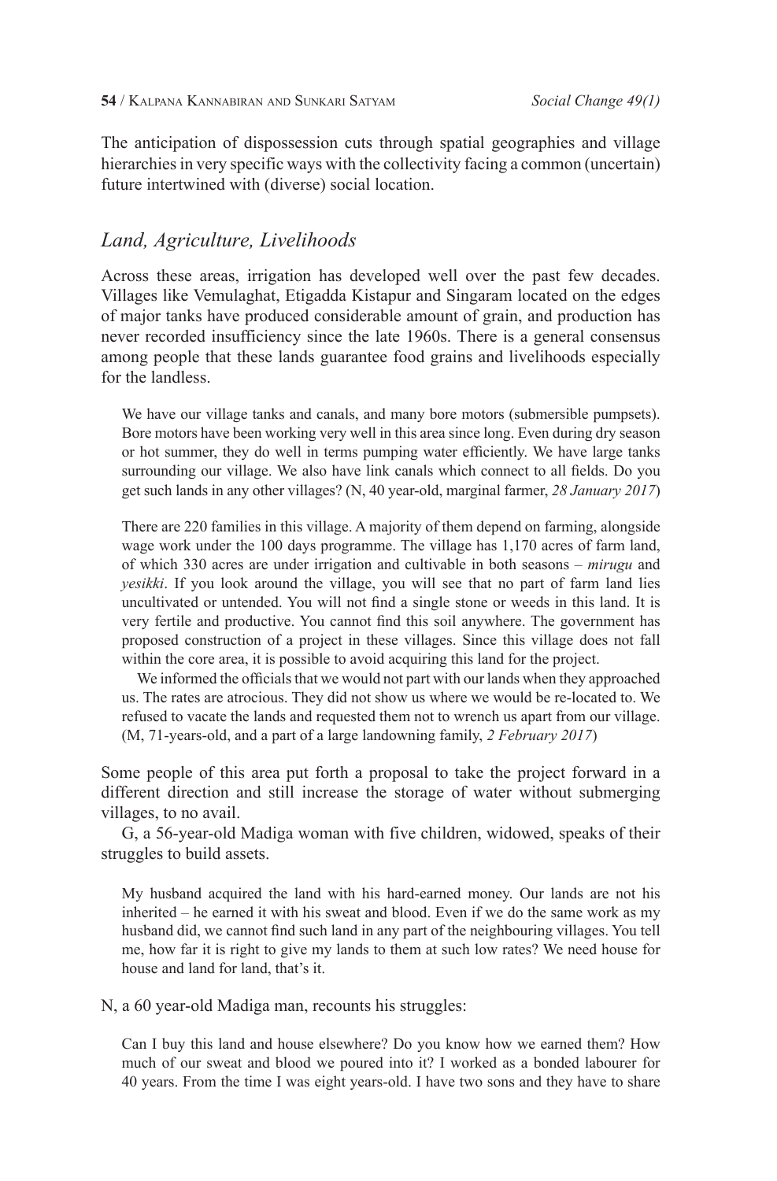The anticipation of dispossession cuts through spatial geographies and village hierarchies in very specific ways with the collectivity facing a common (uncertain) future intertwined with (diverse) social location.

## *Land, Agriculture, Livelihoods*

Across these areas, irrigation has developed well over the past few decades. Villages like Vemulaghat, Etigadda Kistapur and Singaram located on the edges of major tanks have produced considerable amount of grain, and production has never recorded insufficiency since the late 1960s. There is a general consensus among people that these lands guarantee food grains and livelihoods especially for the landless.

> We have our village tanks and canals, and many bore motors (submersible pumpsets). Bore motors have been working very well in this area since long. Even during dry season or hot summer, they do well in terms pumping water efficiently. We have large tanks surrounding our village. We also have link canals which connect to all fields. Do you get such lands in any other villages? (N, 40 year-old, marginal farmer, *28 January 2017*)

> There are 220 families in this village. A majority of them depend on farming, alongside wage work under the 100 days programme. The village has 1,170 acres of farm land, of which 330 acres are under irrigation and cultivable in both seasons – *mirugu* and *yesikki*. If you look around the village, you will see that no part of farm land lies uncultivated or untended. You will not find a single stone or weeds in this land. It is very fertile and productive. You cannot find this soil anywhere. The government has proposed construction of a project in these villages. Since this village does not fall within the core area, it is possible to avoid acquiring this land for the project.
>
> We informed the officials that we would not part with our lands when they approached us. The rates are atrocious. They did not show us where we would be re-located to. We refused to vacate the lands and requested them not to wrench us apart from our village. (M, 71-years-old, and a part of a large landowning family, *2 February 2017*)

Some people of this area put forth a proposal to take the project forward in a different direction and still increase the storage of water without submerging villages, to no avail.

G, a 56-year-old Madiga woman with five children, widowed, speaks of their struggles to build assets.

> My husband acquired the land with his hard-earned money. Our lands are not his inherited – he earned it with his sweat and blood. Even if we do the same work as my husband did, we cannot find such land in any part of the neighbouring villages. You tell me, how far it is right to give my lands to them at such low rates? We need house for house and land for land, that's it.

N, a 60 year-old Madiga man, recounts his struggles:

> Can I buy this land and house elsewhere? Do you know how we earned them? How much of our sweat and blood we poured into it? I worked as a bonded labourer for 40 years. From the time I was eight years-old. I have two sons and they have to share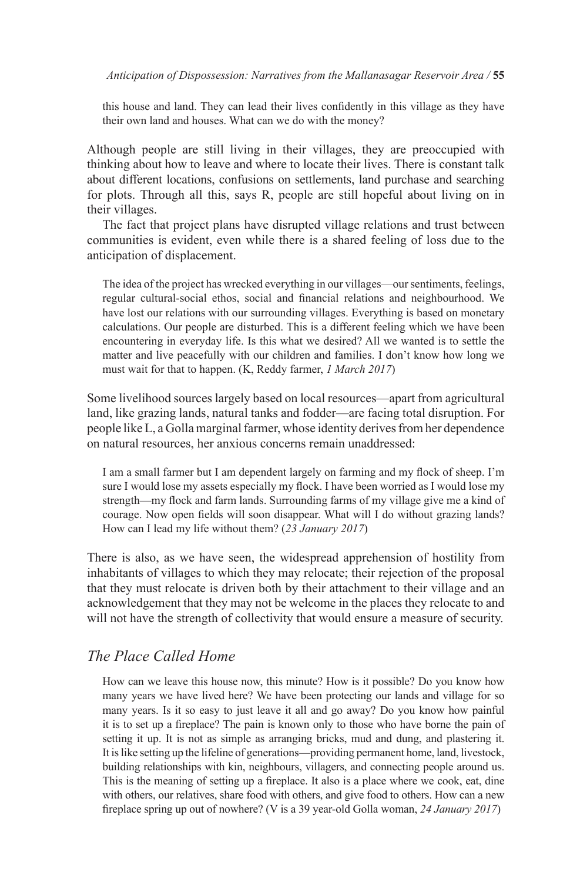this house and land. They can lead their lives confidently in this village as they have their own land and houses. What can we do with the money?

Although people are still living in their villages, they are preoccupied with thinking about how to leave and where to locate their lives. There is constant talk about different locations, confusions on settlements, land purchase and searching for plots. Through all this, says R, people are still hopeful about living on in their villages.

The fact that project plans have disrupted village relations and trust between communities is evident, even while there is a shared feeling of loss due to the anticipation of displacement.

> The idea of the project has wrecked everything in our villages—our sentiments, feelings, regular cultural-social ethos, social and financial relations and neighbourhood. We have lost our relations with our surrounding villages. Everything is based on monetary calculations. Our people are disturbed. This is a different feeling which we have been encountering in everyday life. Is this what we desired? All we wanted is to settle the matter and live peacefully with our children and families. I don't know how long we must wait for that to happen. (K, Reddy farmer, *1 March 2017*)

Some livelihood sources largely based on local resources—apart from agricultural land, like grazing lands, natural tanks and fodder—are facing total disruption. For people like L, a Golla marginal farmer, whose identity derives from her dependence on natural resources, her anxious concerns remain unaddressed:

> I am a small farmer but I am dependent largely on farming and my flock of sheep. I'm sure I would lose my assets especially my flock. I have been worried as I would lose my strength—my flock and farm lands. Surrounding farms of my village give me a kind of courage. Now open fields will soon disappear. What will I do without grazing lands? How can I lead my life without them? (*23 January 2017*)

There is also, as we have seen, the widespread apprehension of hostility from inhabitants of villages to which they may relocate; their rejection of the proposal that they must relocate is driven both by their attachment to their village and an acknowledgement that they may not be welcome in the places they relocate to and will not have the strength of collectivity that would ensure a measure of security.

## *The Place Called Home*

> How can we leave this house now, this minute? How is it possible? Do you know how many years we have lived here? We have been protecting our lands and village for so many years. Is it so easy to just leave it all and go away? Do you know how painful it is to set up a fireplace? The pain is known only to those who have borne the pain of setting it up. It is not as simple as arranging bricks, mud and dung, and plastering it. It is like setting up the lifeline of generations—providing permanent home, land, livestock, building relationships with kin, neighbours, villagers, and connecting people around us. This is the meaning of setting up a fireplace. It also is a place where we cook, eat, dine with others, our relatives, share food with others, and give food to others. How can a new fireplace spring up out of nowhere? (V is a 39 year-old Golla woman, *24 January 2017*)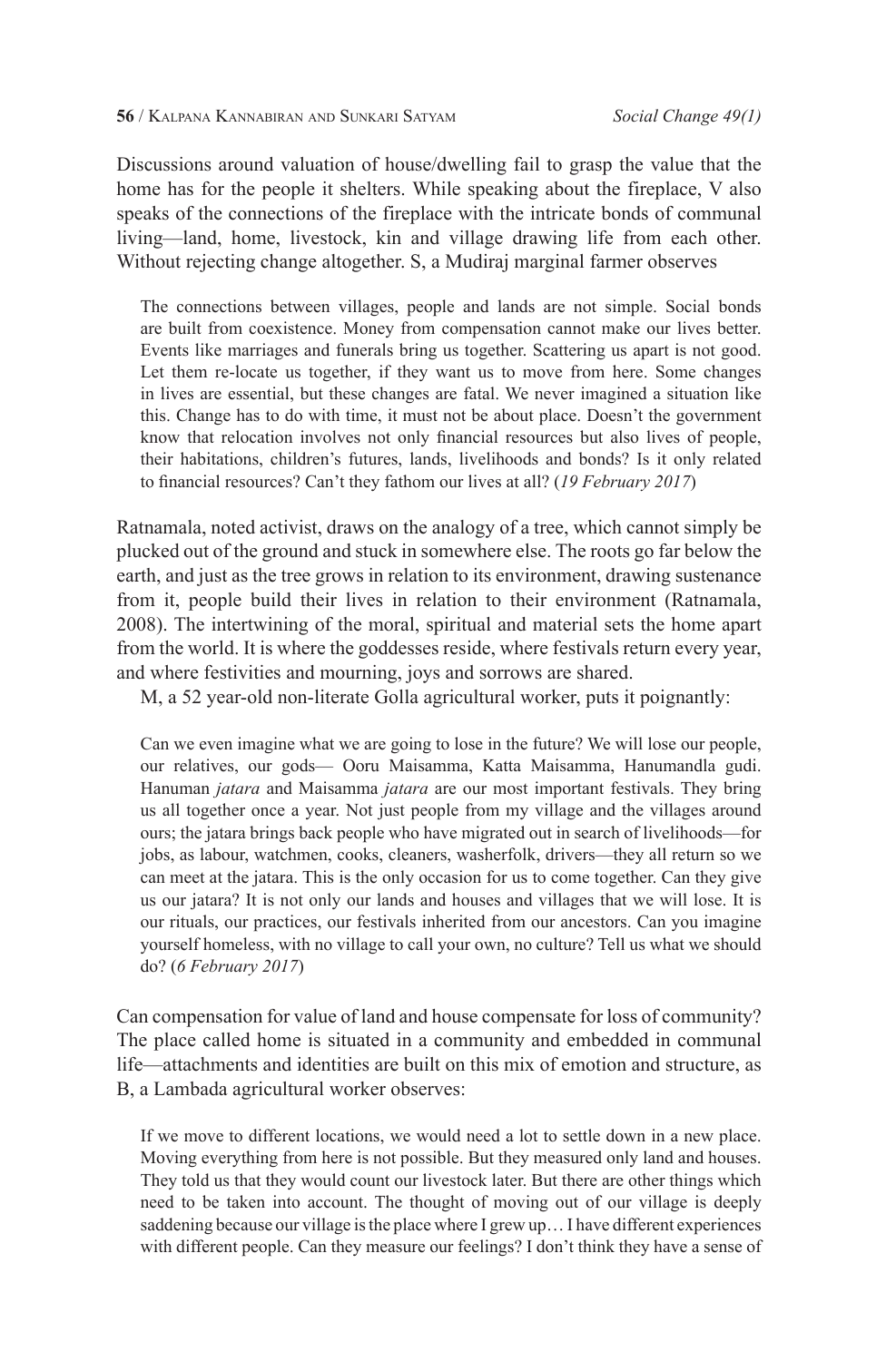Discussions around valuation of house/dwelling fail to grasp the value that the home has for the people it shelters. While speaking about the fireplace, V also speaks of the connections of the fireplace with the intricate bonds of communal living—land, home, livestock, kin and village drawing life from each other. Without rejecting change altogether. S, a Mudiraj marginal farmer observes

> The connections between villages, people and lands are not simple. Social bonds are built from coexistence. Money from compensation cannot make our lives better. Events like marriages and funerals bring us together. Scattering us apart is not good. Let them re-locate us together, if they want us to move from here. Some changes in lives are essential, but these changes are fatal. We never imagined a situation like this. Change has to do with time, it must not be about place. Doesn't the government know that relocation involves not only financial resources but also lives of people, their habitations, children's futures, lands, livelihoods and bonds? Is it only related to financial resources? Can't they fathom our lives at all? (*19 February 2017*)

Ratnamala, noted activist, draws on the analogy of a tree, which cannot simply be plucked out of the ground and stuck in somewhere else. The roots go far below the earth, and just as the tree grows in relation to its environment, drawing sustenance from it, people build their lives in relation to their environment (Ratnamala, 2008). The intertwining of the moral, spiritual and material sets the home apart from the world. It is where the goddesses reside, where festivals return every year, and where festivities and mourning, joys and sorrows are shared.

M, a 52 year-old non-literate Golla agricultural worker, puts it poignantly:

> Can we even imagine what we are going to lose in the future? We will lose our people, our relatives, our gods— Ooru Maisamma, Katta Maisamma, Hanumandla gudi. Hanuman *jatara* and Maisamma *jatara* are our most important festivals. They bring us all together once a year. Not just people from my village and the villages around ours; the jatara brings back people who have migrated out in search of livelihoods—for jobs, as labour, watchmen, cooks, cleaners, washerfolk, drivers—they all return so we can meet at the jatara. This is the only occasion for us to come together. Can they give us our jatara? It is not only our lands and houses and villages that we will lose. It is our rituals, our practices, our festivals inherited from our ancestors. Can you imagine yourself homeless, with no village to call your own, no culture? Tell us what we should do? (*6 February 2017*)

Can compensation for value of land and house compensate for loss of community? The place called home is situated in a community and embedded in communal life—attachments and identities are built on this mix of emotion and structure, as B, a Lambada agricultural worker observes:

> If we move to different locations, we would need a lot to settle down in a new place. Moving everything from here is not possible. But they measured only land and houses. They told us that they would count our livestock later. But there are other things which need to be taken into account. The thought of moving out of our village is deeply saddening because our village is the place where I grew up… I have different experiences with different people. Can they measure our feelings? I don't think they have a sense of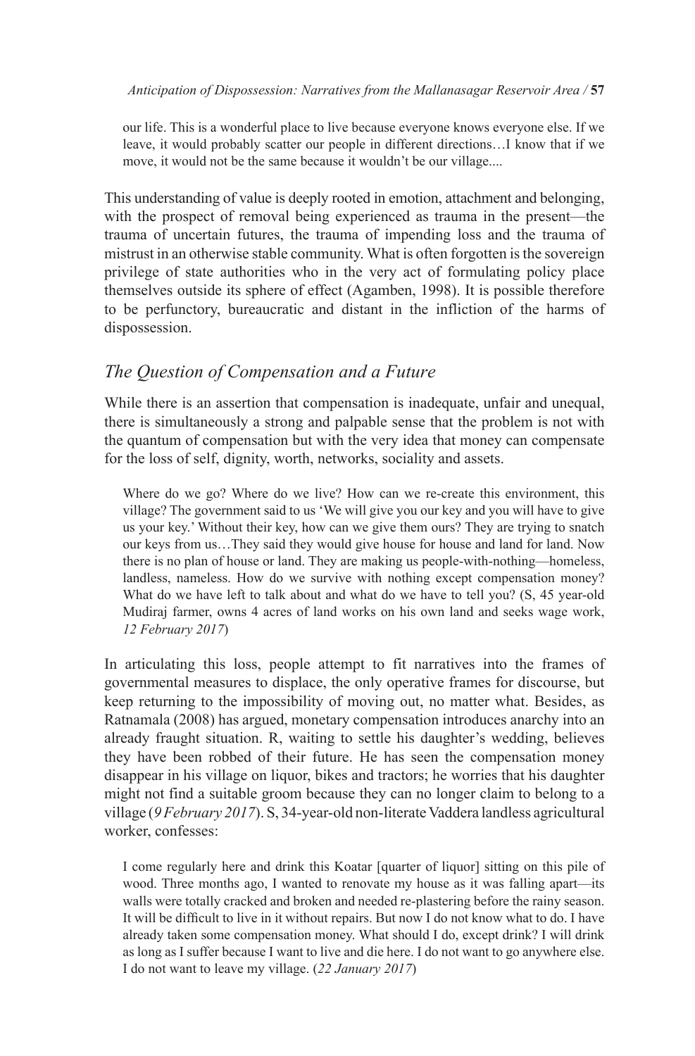> our life. This is a wonderful place to live because everyone knows everyone else. If we leave, it would probably scatter our people in different directions…I know that if we move, it would not be the same because it wouldn't be our village....

This understanding of value is deeply rooted in emotion, attachment and belonging, with the prospect of removal being experienced as trauma in the present—the trauma of uncertain futures, the trauma of impending loss and the trauma of mistrust in an otherwise stable community. What is often forgotten is the sovereign privilege of state authorities who in the very act of formulating policy place themselves outside its sphere of effect (Agamben, 1998). It is possible therefore to be perfunctory, bureaucratic and distant in the infliction of the harms of dispossession.

## *The Question of Compensation and a Future*

While there is an assertion that compensation is inadequate, unfair and unequal, there is simultaneously a strong and palpable sense that the problem is not with the quantum of compensation but with the very idea that money can compensate for the loss of self, dignity, worth, networks, sociality and assets.

> Where do we go? Where do we live? How can we re-create this environment, this village? The government said to us 'We will give you our key and you will have to give us your key.' Without their key, how can we give them ours? They are trying to snatch our keys from us…They said they would give house for house and land for land. Now there is no plan of house or land. They are making us people-with-nothing—homeless, landless, nameless. How do we survive with nothing except compensation money? What do we have left to talk about and what do we have to tell you? (S, 45 year-old Mudiraj farmer, owns 4 acres of land works on his own land and seeks wage work, *12 February 2017*)

In articulating this loss, people attempt to fit narratives into the frames of governmental measures to displace, the only operative frames for discourse, but keep returning to the impossibility of moving out, no matter what. Besides, as Ratnamala (2008) has argued, monetary compensation introduces anarchy into an already fraught situation. R, waiting to settle his daughter's wedding, believes they have been robbed of their future. He has seen the compensation money disappear in his village on liquor, bikes and tractors; he worries that his daughter might not find a suitable groom because they can no longer claim to belong to a village (*9 February 2017*). S, 34-year-old non-literate Vaddera landless agricultural worker, confesses:

> I come regularly here and drink this Koatar [quarter of liquor] sitting on this pile of wood. Three months ago, I wanted to renovate my house as it was falling apart—its walls were totally cracked and broken and needed re-plastering before the rainy season. It will be difficult to live in it without repairs. But now I do not know what to do. I have already taken some compensation money. What should I do, except drink? I will drink as long as I suffer because I want to live and die here. I do not want to go anywhere else. I do not want to leave my village. (*22 January 2017*)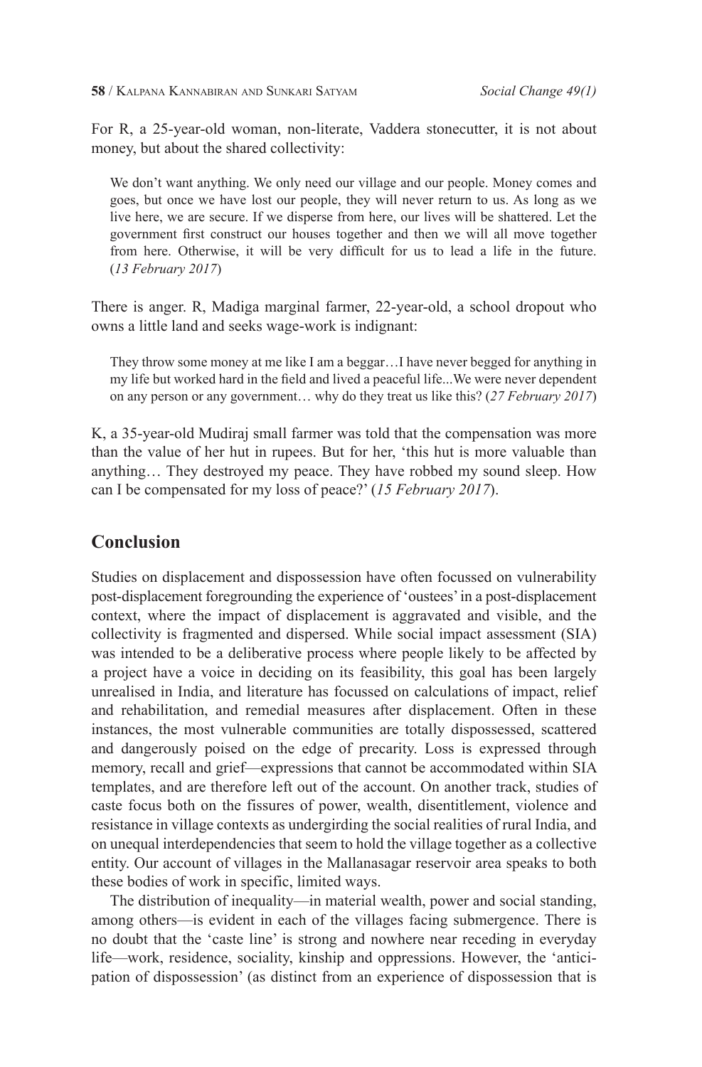For R, a 25-year-old woman, non-literate, Vaddera stonecutter, it is not about money, but about the shared collectivity:

> We don't want anything. We only need our village and our people. Money comes and goes, but once we have lost our people, they will never return to us. As long as we live here, we are secure. If we disperse from here, our lives will be shattered. Let the government first construct our houses together and then we will all move together from here. Otherwise, it will be very difficult for us to lead a life in the future. (*13 February 2017*)

There is anger. R, Madiga marginal farmer, 22-year-old, a school dropout who owns a little land and seeks wage-work is indignant:

> They throw some money at me like I am a beggar…I have never begged for anything in my life but worked hard in the field and lived a peaceful life...We were never dependent on any person or any government… why do they treat us like this? (*27 February 2017*)

K, a 35-year-old Mudiraj small farmer was told that the compensation was more than the value of her hut in rupees. But for her, 'this hut is more valuable than anything… They destroyed my peace. They have robbed my sound sleep. How can I be compensated for my loss of peace?' (*15 February 2017*).

## Conclusion

Studies on displacement and dispossession have often focussed on vulnerability post-displacement foregrounding the experience of 'oustees' in a post-displacement context, where the impact of displacement is aggravated and visible, and the collectivity is fragmented and dispersed. While social impact assessment (SIA) was intended to be a deliberative process where people likely to be affected by a project have a voice in deciding on its feasibility, this goal has been largely unrealised in India, and literature has focussed on calculations of impact, relief and rehabilitation, and remedial measures after displacement. Often in these instances, the most vulnerable communities are totally dispossessed, scattered and dangerously poised on the edge of precarity. Loss is expressed through memory, recall and grief—expressions that cannot be accommodated within SIA templates, and are therefore left out of the account. On another track, studies of caste focus both on the fissures of power, wealth, disentitlement, violence and resistance in village contexts as undergirding the social realities of rural India, and on unequal interdependencies that seem to hold the village together as a collective entity. Our account of villages in the Mallanasagar reservoir area speaks to both these bodies of work in specific, limited ways.

The distribution of inequality—in material wealth, power and social standing, among others—is evident in each of the villages facing submergence. There is no doubt that the 'caste line' is strong and nowhere near receding in everyday life—work, residence, sociality, kinship and oppressions. However, the 'anticipation of dispossession' (as distinct from an experience of dispossession that is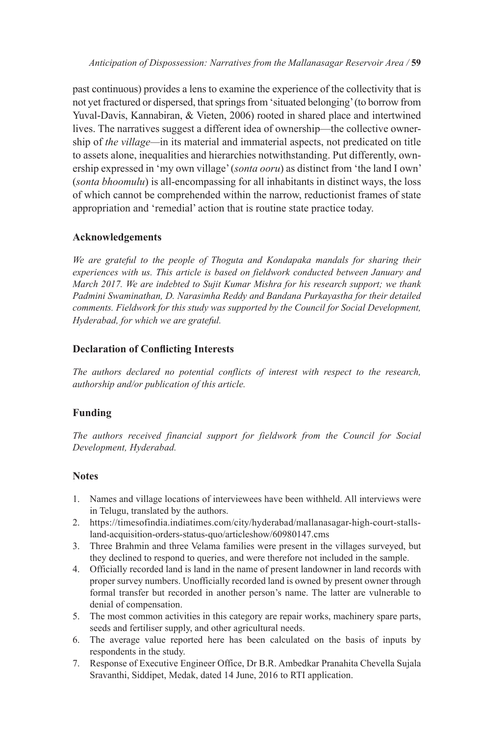past continuous) provides a lens to examine the experience of the collectivity that is not yet fractured or dispersed, that springs from 'situated belonging' (to borrow from Yuval-Davis, Kannabiran, & Vieten, 2006) rooted in shared place and intertwined lives. The narratives suggest a different idea of ownership—the collective ownership of *the village*—in its material and immaterial aspects, not predicated on title to assets alone, inequalities and hierarchies notwithstanding. Put differently, ownership expressed in 'my own village' (*sonta ooru*) as distinct from 'the land I own' (*sonta bhoomulu*) is all-encompassing for all inhabitants in distinct ways, the loss of which cannot be comprehended within the narrow, reductionist frames of state appropriation and 'remedial' action that is routine state practice today.

## Acknowledgements

*We are grateful to the people of Thoguta and Kondapaka mandals for sharing their experiences with us. This article is based on fieldwork conducted between January and March 2017. We are indebted to Sujit Kumar Mishra for his research support; we thank Padmini Swaminathan, D. Narasimha Reddy and Bandana Purkayastha for their detailed comments. Fieldwork for this study was supported by the Council for Social Development, Hyderabad, for which we are grateful.*

## Declaration of Conflicting Interests

*The authors declared no potential conflicts of interest with respect to the research, authorship and/or publication of this article.*

## Funding

*The authors received financial support for fieldwork from the Council for Social Development, Hyderabad.*

## Notes

1. Names and village locations of interviewees have been withheld. All interviews were in Telugu, translated by the authors.
2. https://timesofindia.indiatimes.com/city/hyderabad/mallanasagar-high-court-stalls-land-acquisition-orders-status-quo/articleshow/60980147.cms
3. Three Brahmin and three Velama families were present in the villages surveyed, but they declined to respond to queries, and were therefore not included in the sample.
4. Officially recorded land is land in the name of present landowner in land records with proper survey numbers. Unofficially recorded land is owned by present owner through formal transfer but recorded in another person's name. The latter are vulnerable to denial of compensation.
5. The most common activities in this category are repair works, machinery spare parts, seeds and fertiliser supply, and other agricultural needs.
6. The average value reported here has been calculated on the basis of inputs by respondents in the study.
7. Response of Executive Engineer Office, Dr B.R. Ambedkar Pranahita Chevella Sujala Sravanthi, Siddipet, Medak, dated 14 June, 2016 to RTI application.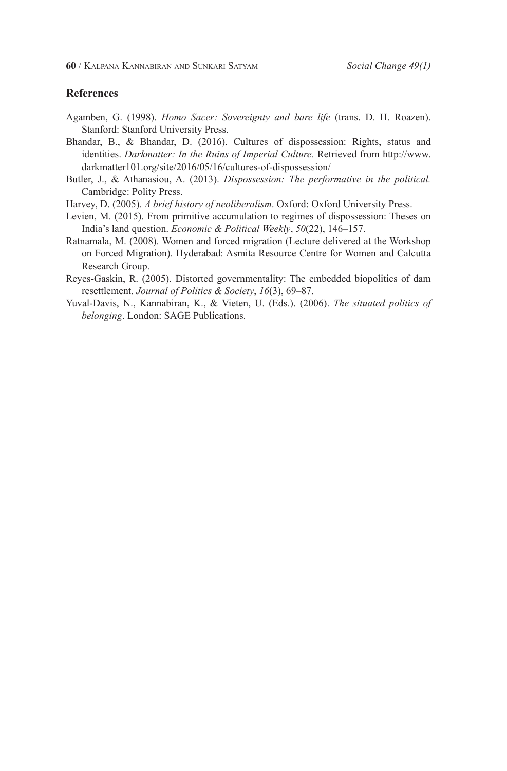## References

Agamben, G. (1998). *Homo Sacer: Sovereignty and bare life* (trans. D. H. Roazen). Stanford: Stanford University Press.

Bhandar, B., & Bhandar, D. (2016). Cultures of dispossession: Rights, status and identities. *Darkmatter: In the Ruins of Imperial Culture.* Retrieved from http://www.darkmatter101.org/site/2016/05/16/cultures-of-dispossession/

Butler, J., & Athanasiou, A. (2013). *Dispossession: The performative in the political.* Cambridge: Polity Press.

Harvey, D. (2005). *A brief history of neoliberalism*. Oxford: Oxford University Press.

Levien, M. (2015). From primitive accumulation to regimes of dispossession: Theses on India's land question. *Economic & Political Weekly*, *50*(22), 146–157.

Ratnamala, M. (2008). Women and forced migration (Lecture delivered at the Workshop on Forced Migration). Hyderabad: Asmita Resource Centre for Women and Calcutta Research Group.

Reyes-Gaskin, R. (2005). Distorted governmentality: The embedded biopolitics of dam resettlement. *Journal of Politics & Society*, *16*(3), 69–87.

Yuval-Davis, N., Kannabiran, K., & Vieten, U. (Eds.). (2006). *The situated politics of belonging*. London: SAGE Publications.